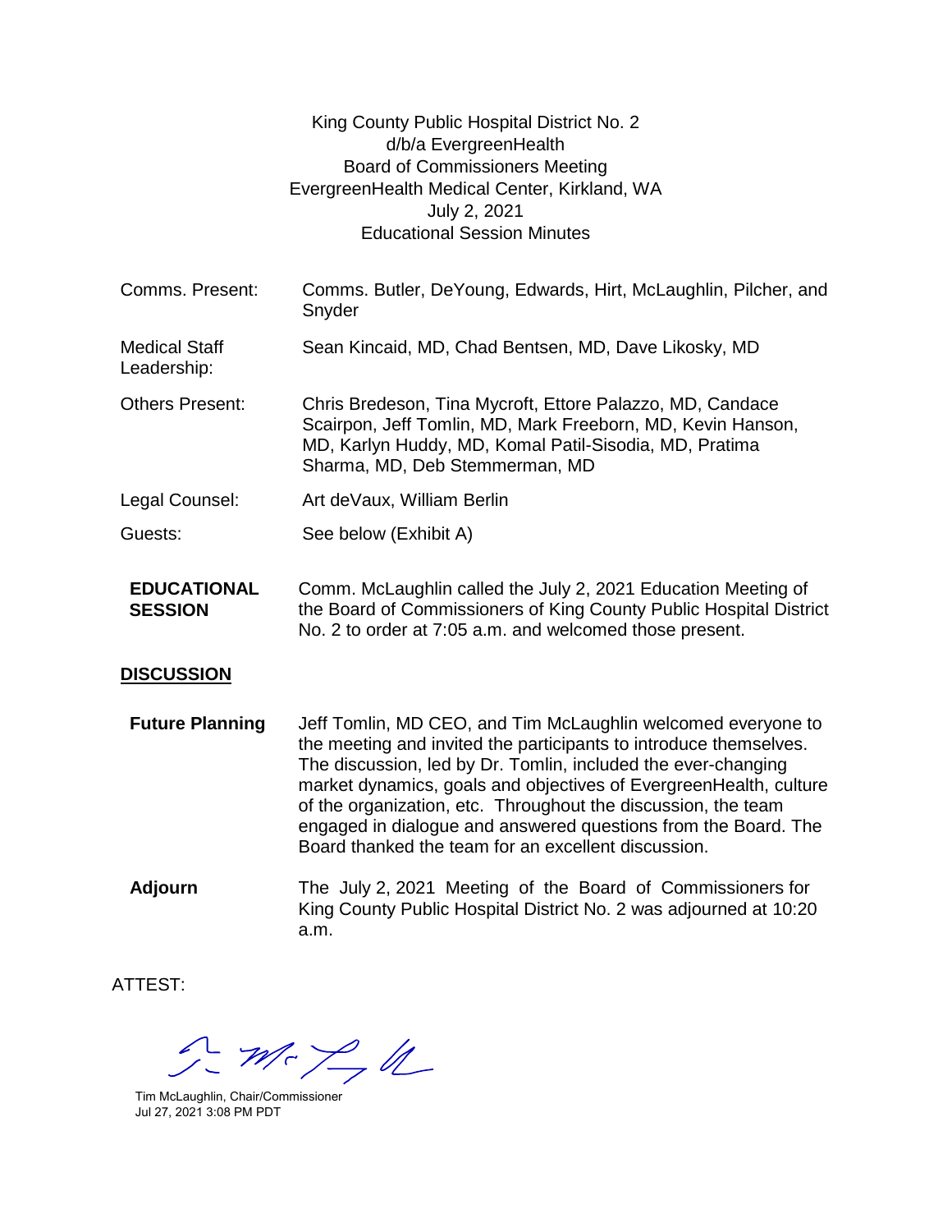King County Public Hospital District No. 2
d/b/a EvergreenHealth
Board of Commissioners Meeting
EvergreenHealth Medical Center, Kirkland, WA
July 2, 2021
Educational Session Minutes

| | |
|---|---|
| Comms. Present: | Comms. Butler, DeYoung, Edwards, Hirt, McLaughlin, Pilcher, and Snyder |
| Medical Staff Leadership: | Sean Kincaid, MD, Chad Bentsen, MD, Dave Likosky, MD |
| Others Present: | Chris Bredeson, Tina Mycroft, Ettore Palazzo, MD, Candace Scairpon, Jeff Tomlin, MD, Mark Freeborn, MD, Kevin Hanson, MD, Karlyn Huddy, MD, Komal Patil-Sisodia, MD, Pratima Sharma, MD, Deb Stemmerman, MD |
| Legal Counsel: | Art deVaux, William Berlin |
| Guests: | See below (Exhibit A) |

**EDUCATIONAL SESSION**

Comm. McLaughlin called the July 2, 2021 Education Meeting of the Board of Commissioners of King County Public Hospital District No. 2 to order at 7:05 a.m. and welcomed those present.

## DISCUSSION

**Future Planning**

Jeff Tomlin, MD CEO, and Tim McLaughlin welcomed everyone to the meeting and invited the participants to introduce themselves. The discussion, led by Dr. Tomlin, included the ever-changing market dynamics, goals and objectives of EvergreenHealth, culture of the organization, etc. Throughout the discussion, the team engaged in dialogue and answered questions from the Board. The Board thanked the team for an excellent discussion.

**Adjourn**

The July 2, 2021 Meeting of the Board of Commissioners for King County Public Hospital District No. 2 was adjourned at 10:20 a.m.

ATTEST:

Tim McLaughlin, Chair/Commissioner
Jul 27, 2021 3:08 PM PDT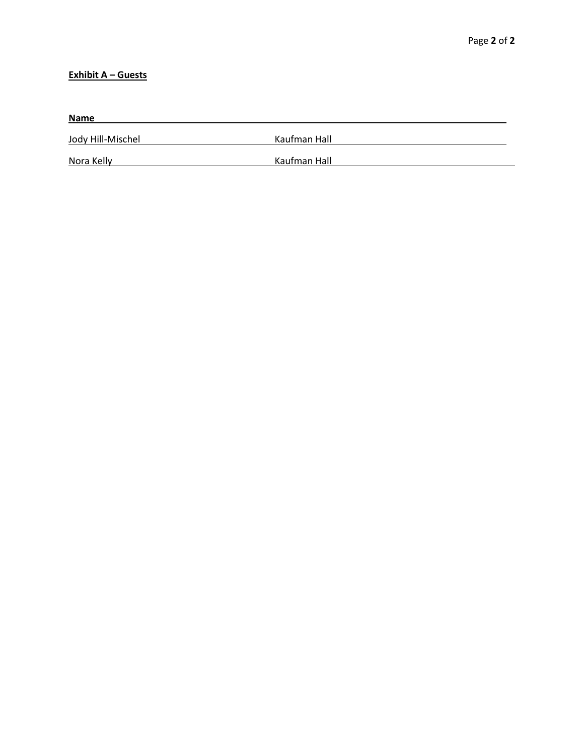**Exhibit A – Guests**

| Name | |
|---|---|
| Jody Hill-Mischel | Kaufman Hall |
| Nora Kelly | Kaufman Hall |